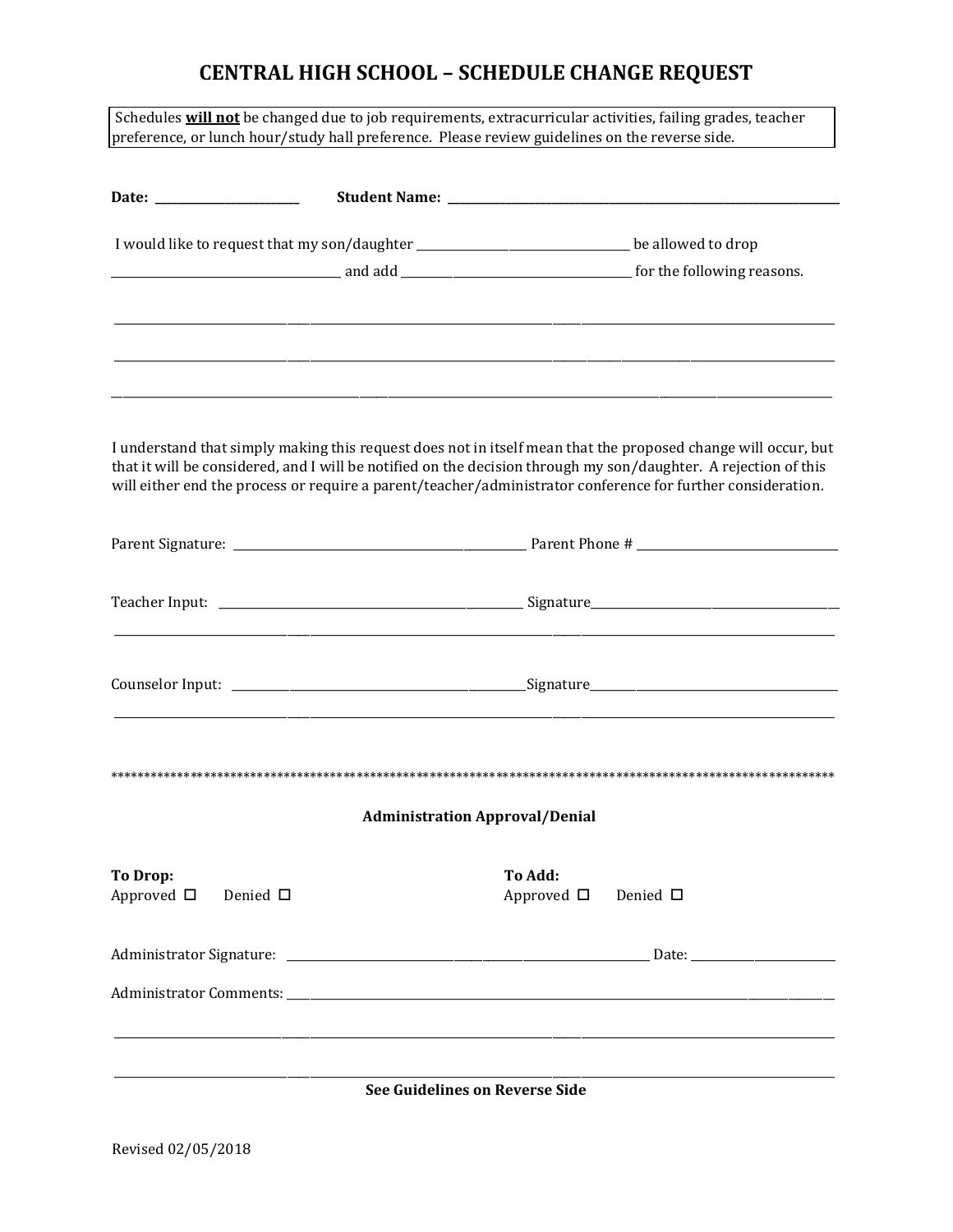# CENTRAL HIGH SCHOOL – SCHEDULE CHANGE REQUEST

Schedules **will not** be changed due to job requirements, extracurricular activities, failing grades, teacher preference, or lunch hour/study hall preference. Please review guidelines on the reverse side.

**Date:** ______________________ **Student Name:** ____________________________________________

I would like to request that my son/daughter ______________________________ be allowed to drop ______________________________ and add ______________________________ for the following reasons.

_______________________________________________________________________________

_______________________________________________________________________________

_______________________________________________________________________________

I understand that simply making this request does not in itself mean that the proposed change will occur, but that it will be considered, and I will be notified on the decision through my son/daughter. A rejection of this will either end the process or require a parent/teacher/administrator conference for further consideration.

Parent Signature: ______________________________ Parent Phone # ______________________

Teacher Input: ______________________________ Signature______________________________

_______________________________________________________________________________

Counselor Input: ______________________________Signature______________________________

_______________________________________________________________________________

****************************************************************************************************************

**Administration Approval/Denial**

**To Drop:**
Approved ☐ Denied ☐

**To Add:**
Approved ☐ Denied ☐

Administrator Signature: ______________________________________ Date: __________________

Administrator Comments: _________________________________________________________

_______________________________________________________________________________

_______________________________________________________________________________

**See Guidelines on Reverse Side**

Revised 02/05/2018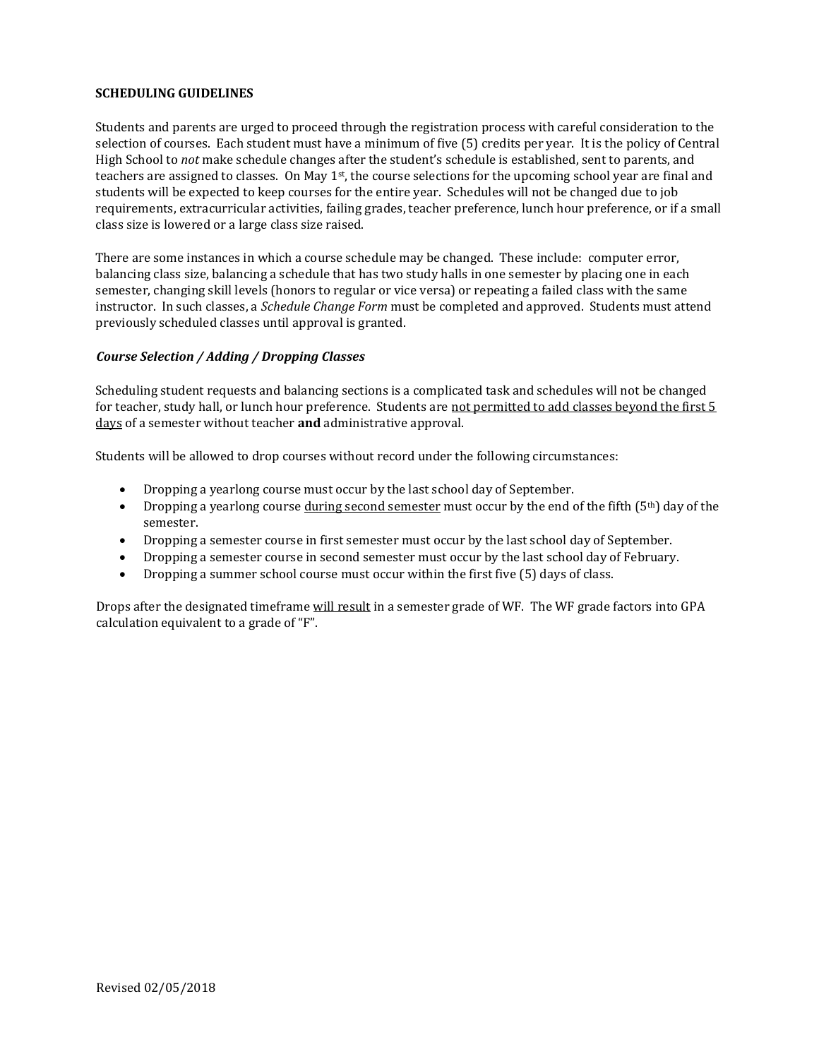**SCHEDULING GUIDELINES**

Students and parents are urged to proceed through the registration process with careful consideration to the selection of courses. Each student must have a minimum of five (5) credits per year. It is the policy of Central High School to *not* make schedule changes after the student's schedule is established, sent to parents, and teachers are assigned to classes. On May 1st, the course selections for the upcoming school year are final and students will be expected to keep courses for the entire year. Schedules will not be changed due to job requirements, extracurricular activities, failing grades, teacher preference, lunch hour preference, or if a small class size is lowered or a large class size raised.

There are some instances in which a course schedule may be changed. These include: computer error, balancing class size, balancing a schedule that has two study halls in one semester by placing one in each semester, changing skill levels (honors to regular or vice versa) or repeating a failed class with the same instructor. In such classes, a *Schedule Change Form* must be completed and approved. Students must attend previously scheduled classes until approval is granted.

***Course Selection / Adding / Dropping Classes***

Scheduling student requests and balancing sections is a complicated task and schedules will not be changed for teacher, study hall, or lunch hour preference. Students are not permitted to add classes beyond the first 5 days of a semester without teacher **and** administrative approval.

Students will be allowed to drop courses without record under the following circumstances:

- Dropping a yearlong course must occur by the last school day of September.
- Dropping a yearlong course during second semester must occur by the end of the fifth (5th) day of the semester.
- Dropping a semester course in first semester must occur by the last school day of September.
- Dropping a semester course in second semester must occur by the last school day of February.
- Dropping a summer school course must occur within the first five (5) days of class.

Drops after the designated timeframe will result in a semester grade of WF. The WF grade factors into GPA calculation equivalent to a grade of "F".

Revised 02/05/2018